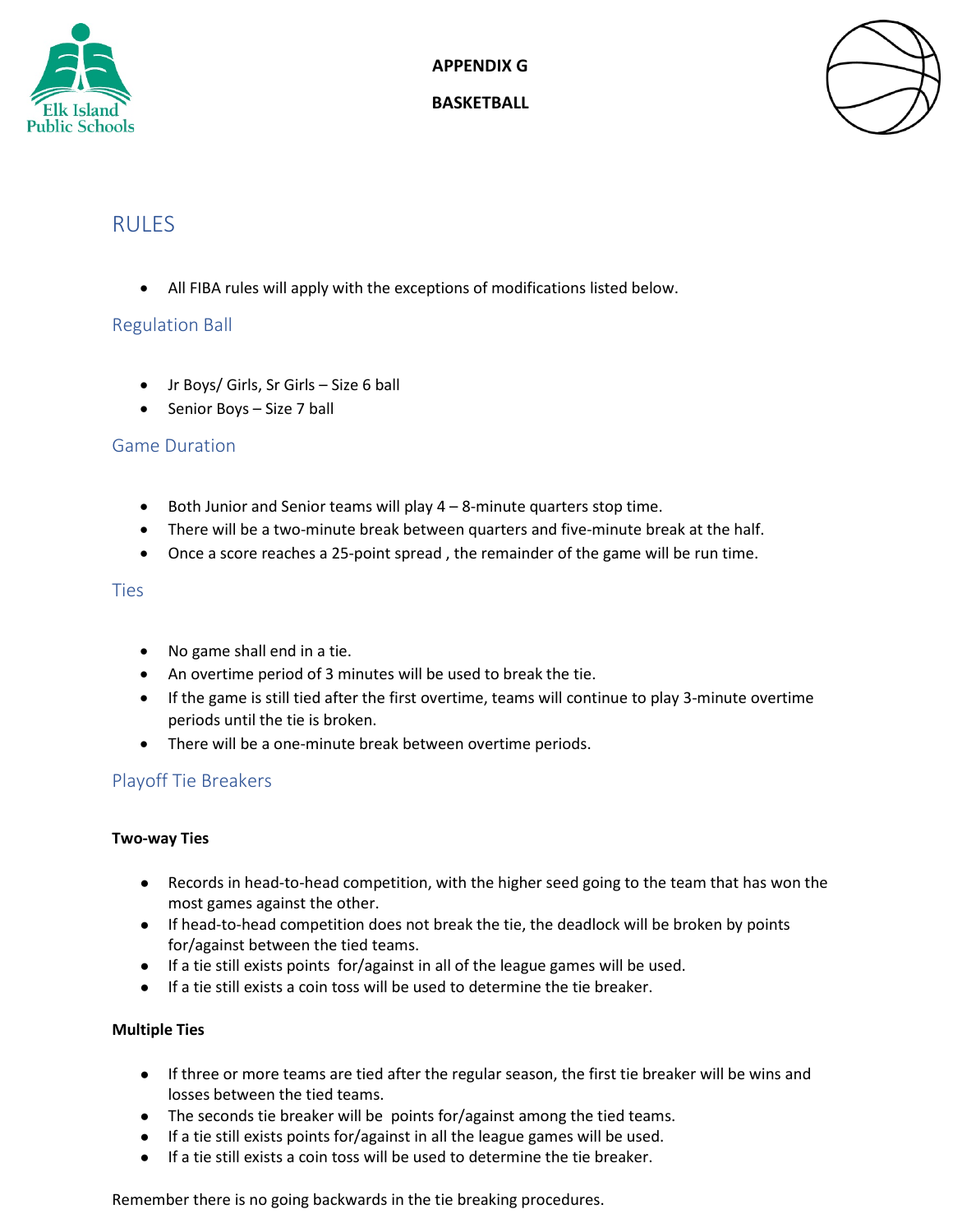**APPENDIX G**

**BASKETBALL**

# RULES

- All FIBA rules will apply with the exceptions of modifications listed below.

## Regulation Ball

- Jr Boys/ Girls, Sr Girls – Size 6 ball
- Senior Boys – Size 7 ball

## Game Duration

- Both Junior and Senior teams will play 4 – 8-minute quarters stop time.
- There will be a two-minute break between quarters and five-minute break at the half.
- Once a score reaches a 25-point spread , the remainder of the game will be run time.

## Ties

- No game shall end in a tie.
- An overtime period of 3 minutes will be used to break the tie.
- If the game is still tied after the first overtime, teams will continue to play 3-minute overtime periods until the tie is broken.
- There will be a one-minute break between overtime periods.

## Playoff Tie Breakers

**Two-way Ties**

- Records in head-to-head competition, with the higher seed going to the team that has won the most games against the other.
- If head-to-head competition does not break the tie, the deadlock will be broken by points for/against between the tied teams.
- If a tie still exists points for/against in all of the league games will be used.
- If a tie still exists a coin toss will be used to determine the tie breaker.

**Multiple Ties**

- If three or more teams are tied after the regular season, the first tie breaker will be wins and losses between the tied teams.
- The seconds tie breaker will be points for/against among the tied teams.
- If a tie still exists points for/against in all the league games will be used.
- If a tie still exists a coin toss will be used to determine the tie breaker.

Remember there is no going backwards in the tie breaking procedures.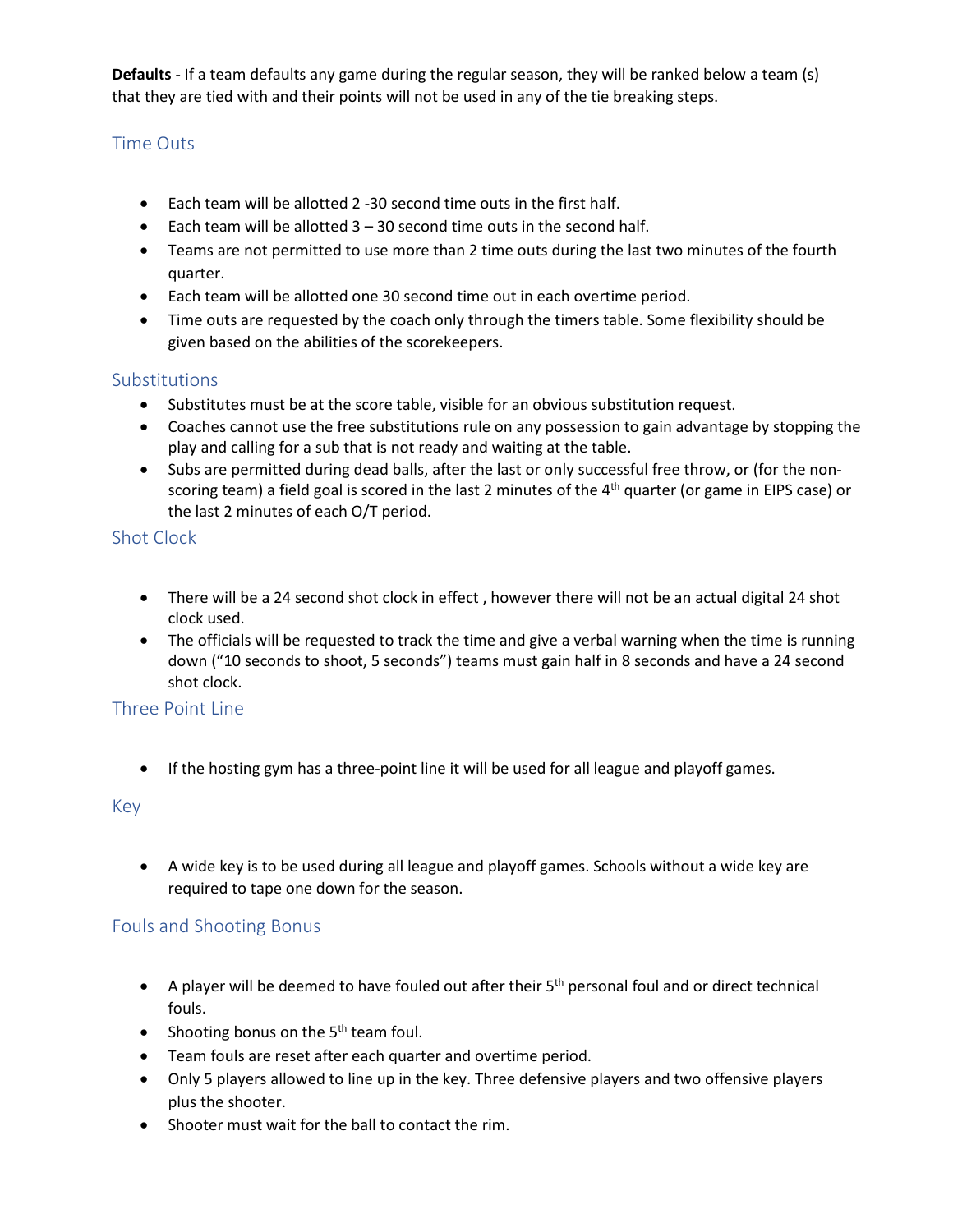**Defaults** - If a team defaults any game during the regular season, they will be ranked below a team (s) that they are tied with and their points will not be used in any of the tie breaking steps.

## Time Outs

- Each team will be allotted 2 -30 second time outs in the first half.
- Each team will be allotted 3 – 30 second time outs in the second half.
- Teams are not permitted to use more than 2 time outs during the last two minutes of the fourth quarter.
- Each team will be allotted one 30 second time out in each overtime period.
- Time outs are requested by the coach only through the timers table. Some flexibility should be given based on the abilities of the scorekeepers.

## Substitutions

- Substitutes must be at the score table, visible for an obvious substitution request.
- Coaches cannot use the free substitutions rule on any possession to gain advantage by stopping the play and calling for a sub that is not ready and waiting at the table.
- Subs are permitted during dead balls, after the last or only successful free throw, or (for the non-scoring team) a field goal is scored in the last 2 minutes of the 4th quarter (or game in EIPS case) or the last 2 minutes of each O/T period.

## Shot Clock

- There will be a 24 second shot clock in effect , however there will not be an actual digital 24 shot clock used.
- The officials will be requested to track the time and give a verbal warning when the time is running down ("10 seconds to shoot, 5 seconds") teams must gain half in 8 seconds and have a 24 second shot clock.

## Three Point Line

- If the hosting gym has a three-point line it will be used for all league and playoff games.

## Key

- A wide key is to be used during all league and playoff games. Schools without a wide key are required to tape one down for the season.

## Fouls and Shooting Bonus

- A player will be deemed to have fouled out after their 5th personal foul and or direct technical fouls.
- Shooting bonus on the 5th team foul.
- Team fouls are reset after each quarter and overtime period.
- Only 5 players allowed to line up in the key. Three defensive players and two offensive players plus the shooter.
- Shooter must wait for the ball to contact the rim.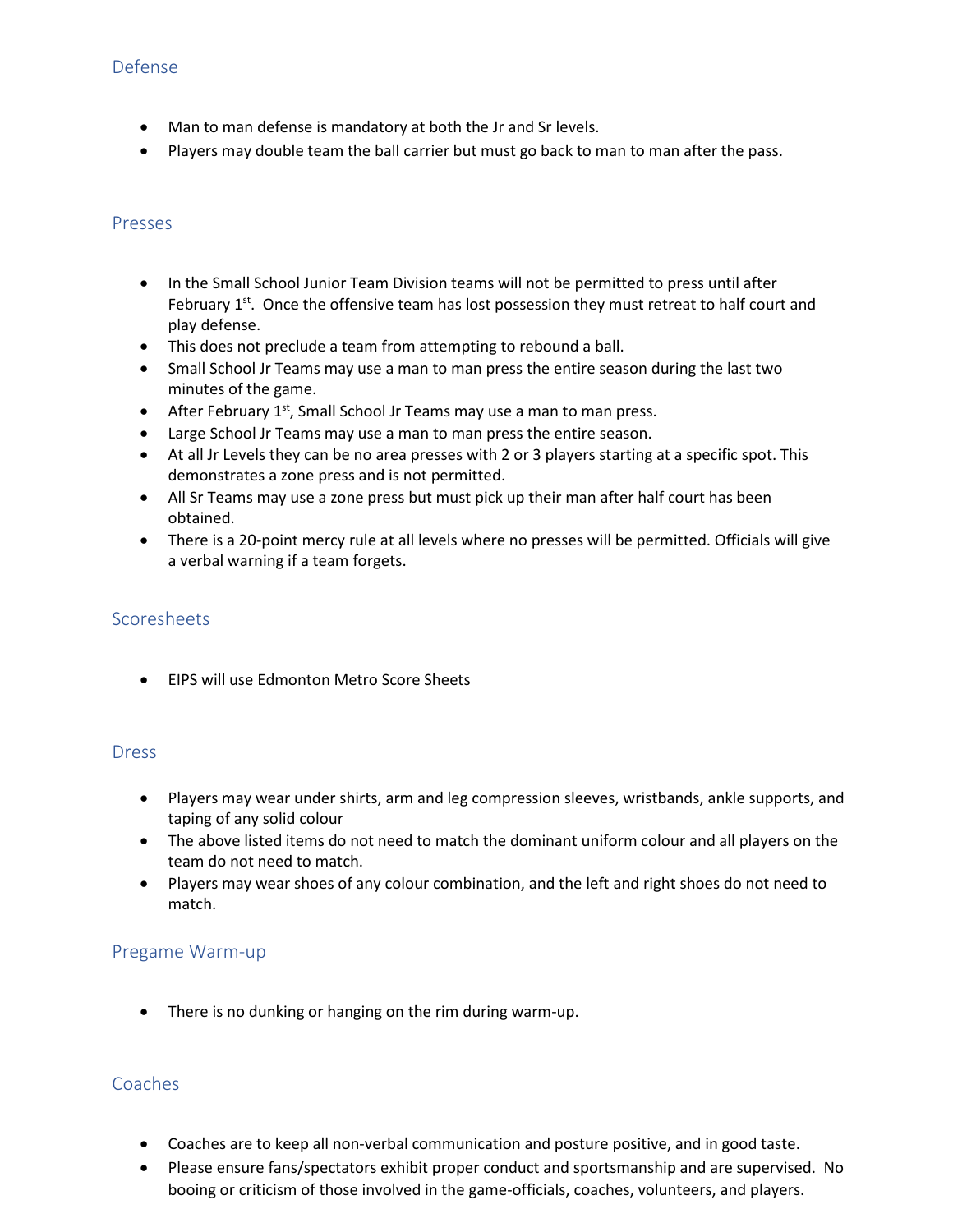## Defense

- Man to man defense is mandatory at both the Jr and Sr levels.
- Players may double team the ball carrier but must go back to man to man after the pass.

## Presses

- In the Small School Junior Team Division teams will not be permitted to press until after February 1st. Once the offensive team has lost possession they must retreat to half court and play defense.
- This does not preclude a team from attempting to rebound a ball.
- Small School Jr Teams may use a man to man press the entire season during the last two minutes of the game.
- After February 1st, Small School Jr Teams may use a man to man press.
- Large School Jr Teams may use a man to man press the entire season.
- At all Jr Levels they can be no area presses with 2 or 3 players starting at a specific spot. This demonstrates a zone press and is not permitted.
- All Sr Teams may use a zone press but must pick up their man after half court has been obtained.
- There is a 20-point mercy rule at all levels where no presses will be permitted. Officials will give a verbal warning if a team forgets.

## Scoresheets

- EIPS will use Edmonton Metro Score Sheets

## Dress

- Players may wear under shirts, arm and leg compression sleeves, wristbands, ankle supports, and taping of any solid colour
- The above listed items do not need to match the dominant uniform colour and all players on the team do not need to match.
- Players may wear shoes of any colour combination, and the left and right shoes do not need to match.

## Pregame Warm-up

- There is no dunking or hanging on the rim during warm-up.

## Coaches

- Coaches are to keep all non-verbal communication and posture positive, and in good taste.
- Please ensure fans/spectators exhibit proper conduct and sportsmanship and are supervised. No booing or criticism of those involved in the game-officials, coaches, volunteers, and players.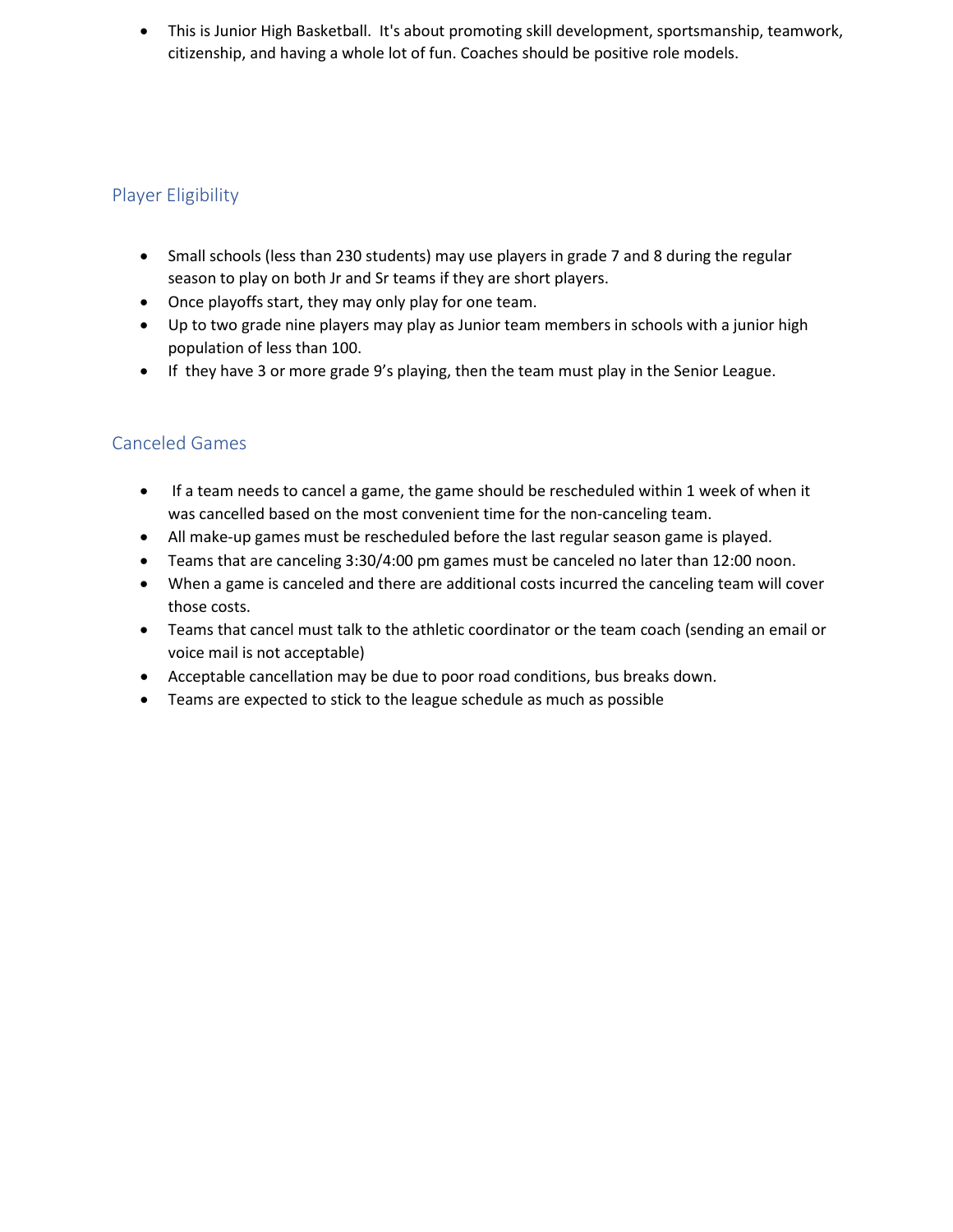- This is Junior High Basketball. It's about promoting skill development, sportsmanship, teamwork, citizenship, and having a whole lot of fun. Coaches should be positive role models.

## Player Eligibility

- Small schools (less than 230 students) may use players in grade 7 and 8 during the regular season to play on both Jr and Sr teams if they are short players.
- Once playoffs start, they may only play for one team.
- Up to two grade nine players may play as Junior team members in schools with a junior high population of less than 100.
- If they have 3 or more grade 9's playing, then the team must play in the Senior League.

## Canceled Games

- If a team needs to cancel a game, the game should be rescheduled within 1 week of when it was cancelled based on the most convenient time for the non-canceling team.
- All make-up games must be rescheduled before the last regular season game is played.
- Teams that are canceling 3:30/4:00 pm games must be canceled no later than 12:00 noon.
- When a game is canceled and there are additional costs incurred the canceling team will cover those costs.
- Teams that cancel must talk to the athletic coordinator or the team coach (sending an email or voice mail is not acceptable)
- Acceptable cancellation may be due to poor road conditions, bus breaks down.
- Teams are expected to stick to the league schedule as much as possible